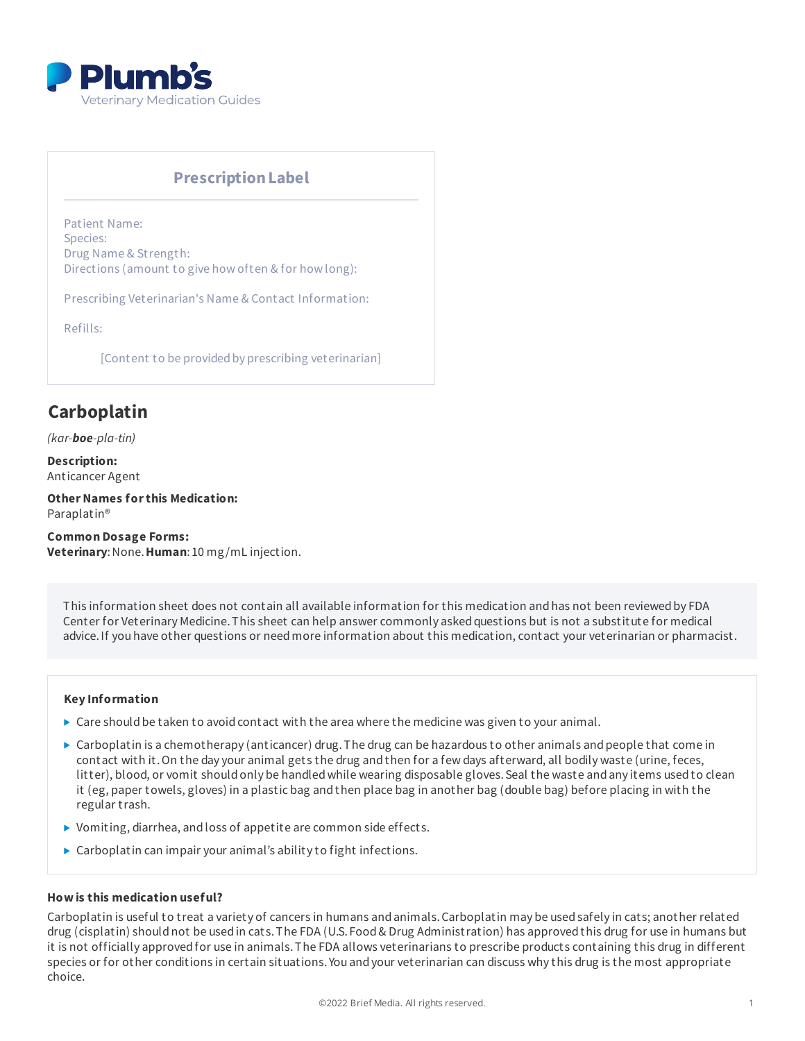Plumb's
Veterinary Medication Guides

## Prescription Label

Patient Name:
Species:
Drug Name & Strength:
Directions (amount to give how often & for how long):

Prescribing Veterinarian's Name & Contact Information:

Refills:

[Content to be provided by prescribing veterinarian]

# Carboplatin

*(kar-**boe**-pla-tin)*

**Description:**
Anticancer Agent

**Other Names for this Medication:**
Paraplatin®

**Common Dosage Forms:**
**Veterinary**: None. **Human**: 10 mg/mL injection.

This information sheet does not contain all available information for this medication and has not been reviewed by FDA Center for Veterinary Medicine. This sheet can help answer commonly asked questions but is not a substitute for medical advice. If you have other questions or need more information about this medication, contact your veterinarian or pharmacist.

**Key Information**

- Care should be taken to avoid contact with the area where the medicine was given to your animal.
- Carboplatin is a chemotherapy (anticancer) drug. The drug can be hazardous to other animals and people that come in contact with it. On the day your animal gets the drug and then for a few days afterward, all bodily waste (urine, feces, litter), blood, or vomit should only be handled while wearing disposable gloves. Seal the waste and any items used to clean it (eg, paper towels, gloves) in a plastic bag and then place bag in another bag (double bag) before placing in with the regular trash.
- Vomiting, diarrhea, and loss of appetite are common side effects.
- Carboplatin can impair your animal's ability to fight infections.

**How is this medication useful?**

Carboplatin is useful to treat a variety of cancers in humans and animals. Carboplatin may be used safely in cats; another related drug (cisplatin) should not be used in cats. The FDA (U.S. Food & Drug Administration) has approved this drug for use in humans but it is not officially approved for use in animals. The FDA allows veterinarians to prescribe products containing this drug in different species or for other conditions in certain situations. You and your veterinarian can discuss why this drug is the most appropriate choice.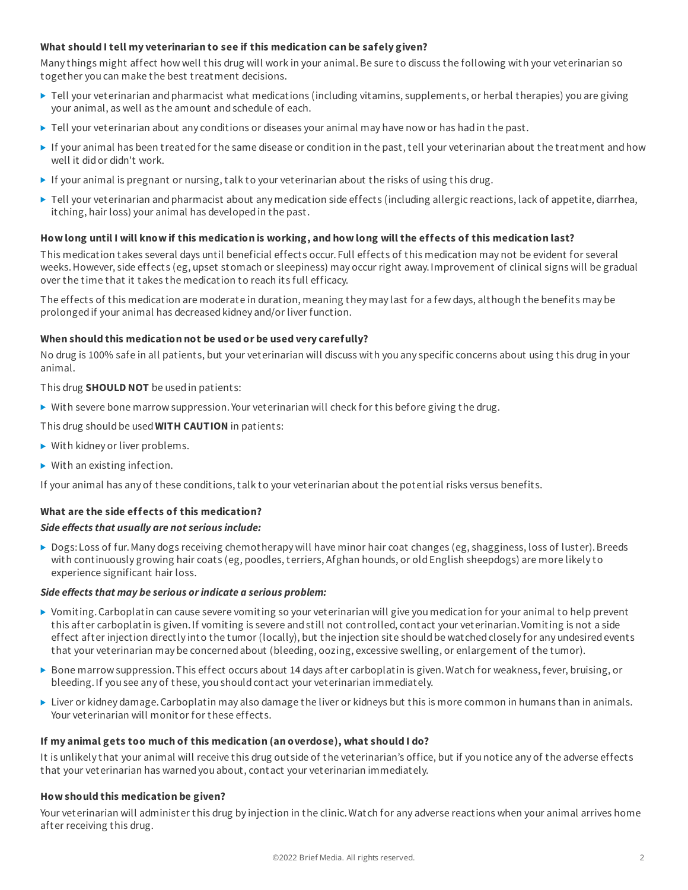### What should I tell my veterinarian to see if this medication can be safely given?

Many things might affect how well this drug will work in your animal. Be sure to discuss the following with your veterinarian so together you can make the best treatment decisions.

- Tell your veterinarian and pharmacist what medications (including vitamins, supplements, or herbal therapies) you are giving your animal, as well as the amount and schedule of each.
- Tell your veterinarian about any conditions or diseases your animal may have now or has had in the past.
- If your animal has been treated for the same disease or condition in the past, tell your veterinarian about the treatment and how well it did or didn't work.
- If your animal is pregnant or nursing, talk to your veterinarian about the risks of using this drug.
- Tell your veterinarian and pharmacist about any medication side effects (including allergic reactions, lack of appetite, diarrhea, itching, hair loss) your animal has developed in the past.

### How long until I will know if this medication is working, and how long will the effects of this medication last?

This medication takes several days until beneficial effects occur. Full effects of this medication may not be evident for several weeks. However, side effects (eg, upset stomach or sleepiness) may occur right away. Improvement of clinical signs will be gradual over the time that it takes the medication to reach its full efficacy.

The effects of this medication are moderate in duration, meaning they may last for a few days, although the benefits may be prolonged if your animal has decreased kidney and/or liver function.

### When should this medication not be used or be used very carefully?

No drug is 100% safe in all patients, but your veterinarian will discuss with you any specific concerns about using this drug in your animal.

This drug **SHOULD NOT** be used in patients:

- With severe bone marrow suppression. Your veterinarian will check for this before giving the drug.

This drug should be used **WITH CAUTION** in patients:

- With kidney or liver problems.
- With an existing infection.

If your animal has any of these conditions, talk to your veterinarian about the potential risks versus benefits.

### What are the side effects of this medication?

***Side effects that usually are not serious include:***

- Dogs: Loss of fur. Many dogs receiving chemotherapy will have minor hair coat changes (eg, shagginess, loss of luster). Breeds with continuously growing hair coats (eg, poodles, terriers, Afghan hounds, or old English sheepdogs) are more likely to experience significant hair loss.

***Side effects that may be serious or indicate a serious problem:***

- Vomiting. Carboplatin can cause severe vomiting so your veterinarian will give you medication for your animal to help prevent this after carboplatin is given. If vomiting is severe and still not controlled, contact your veterinarian. Vomiting is not a side effect after injection directly into the tumor (locally), but the injection site should be watched closely for any undesired events that your veterinarian may be concerned about (bleeding, oozing, excessive swelling, or enlargement of the tumor).
- Bone marrow suppression. This effect occurs about 14 days after carboplatin is given. Watch for weakness, fever, bruising, or bleeding. If you see any of these, you should contact your veterinarian immediately.
- Liver or kidney damage. Carboplatin may also damage the liver or kidneys but this is more common in humans than in animals. Your veterinarian will monitor for these effects.

### If my animal gets too much of this medication (an overdose), what should I do?

It is unlikely that your animal will receive this drug outside of the veterinarian's office, but if you notice any of the adverse effects that your veterinarian has warned you about, contact your veterinarian immediately.

### How should this medication be given?

Your veterinarian will administer this drug by injection in the clinic. Watch for any adverse reactions when your animal arrives home after receiving this drug.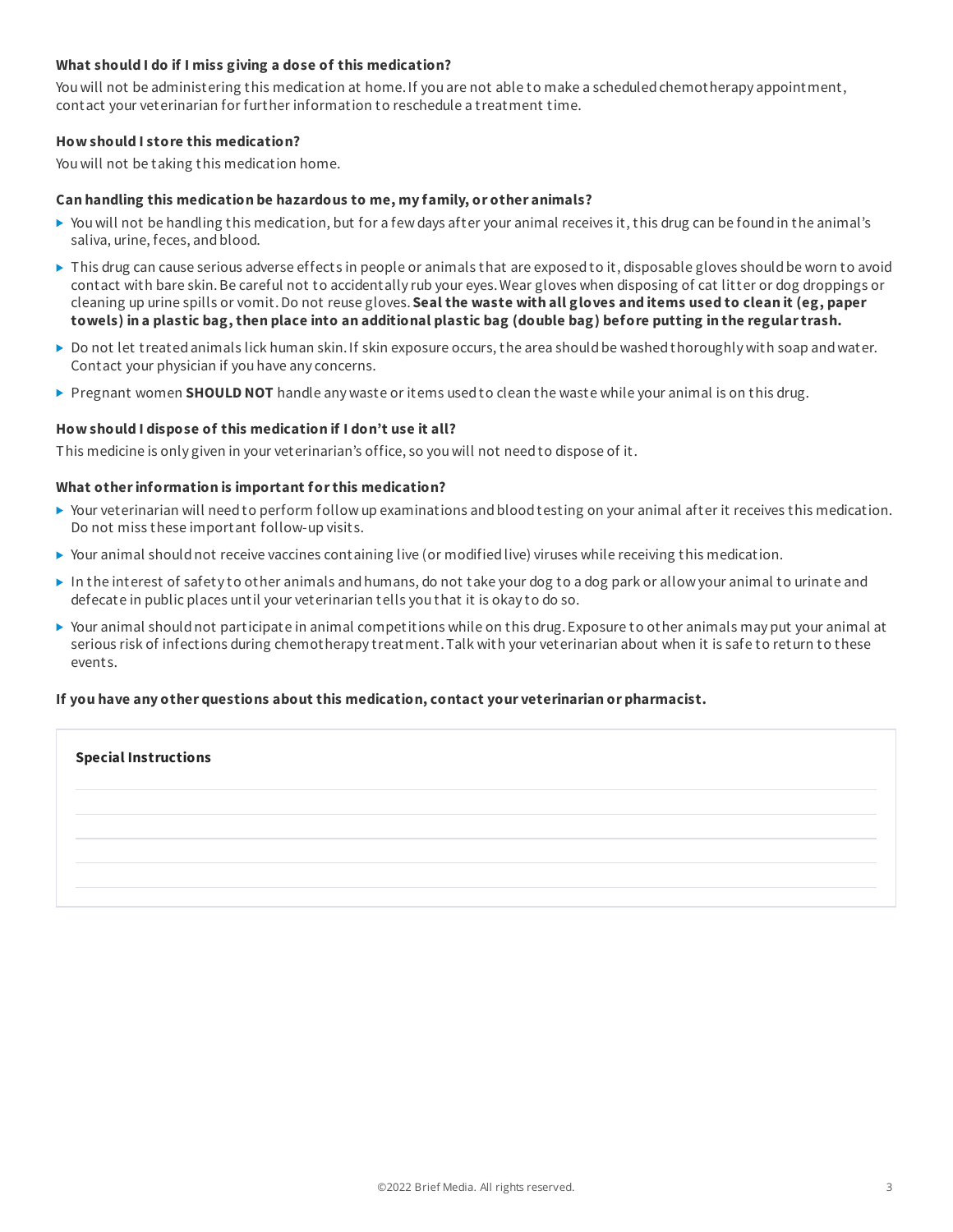### What should I do if I miss giving a dose of this medication?

You will not be administering this medication at home. If you are not able to make a scheduled chemotherapy appointment, contact your veterinarian for further information to reschedule a treatment time.

### How should I store this medication?

You will not be taking this medication home.

### Can handling this medication be hazardous to me, my family, or other animals?

- You will not be handling this medication, but for a few days after your animal receives it, this drug can be found in the animal's saliva, urine, feces, and blood.
- This drug can cause serious adverse effects in people or animals that are exposed to it, disposable gloves should be worn to avoid contact with bare skin. Be careful not to accidentally rub your eyes. Wear gloves when disposing of cat litter or dog droppings or cleaning up urine spills or vomit. Do not reuse gloves. **Seal the waste with all gloves and items used to clean it (eg, paper towels) in a plastic bag, then place into an additional plastic bag (double bag) before putting in the regular trash.**
- Do not let treated animals lick human skin. If skin exposure occurs, the area should be washed thoroughly with soap and water. Contact your physician if you have any concerns.
- Pregnant women **SHOULD NOT** handle any waste or items used to clean the waste while your animal is on this drug.

### How should I dispose of this medication if I don't use it all?

This medicine is only given in your veterinarian's office, so you will not need to dispose of it.

### What other information is important for this medication?

- Your veterinarian will need to perform follow up examinations and blood testing on your animal after it receives this medication. Do not miss these important follow-up visits.
- Your animal should not receive vaccines containing live (or modified live) viruses while receiving this medication.
- In the interest of safety to other animals and humans, do not take your dog to a dog park or allow your animal to urinate and defecate in public places until your veterinarian tells you that it is okay to do so.
- Your animal should not participate in animal competitions while on this drug. Exposure to other animals may put your animal at serious risk of infections during chemotherapy treatment. Talk with your veterinarian about when it is safe to return to these events.

**If you have any other questions about this medication, contact your veterinarian or pharmacist.**

**Special Instructions**

©2022 Brief Media. All rights reserved.